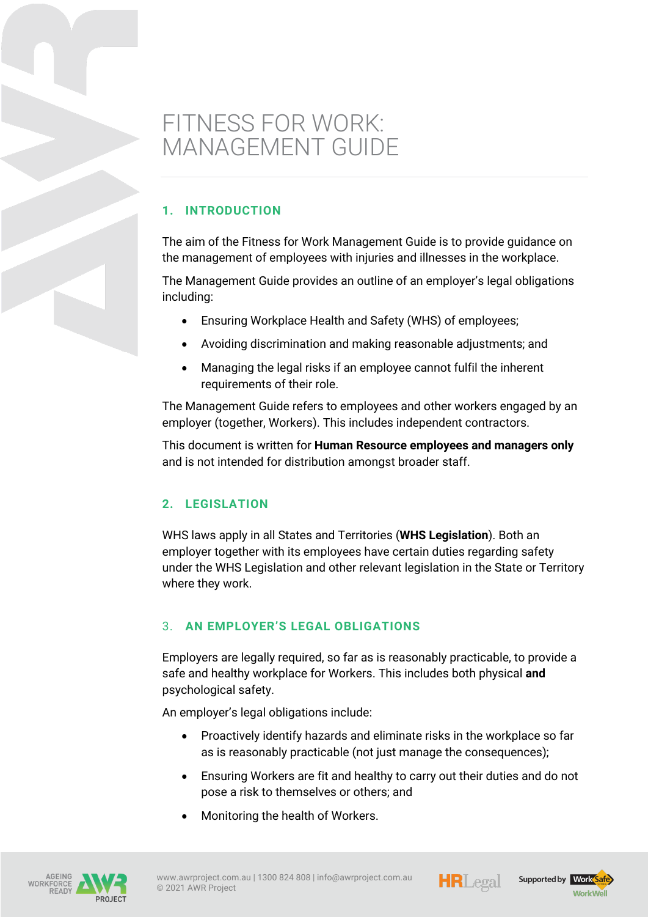# FITNESS FOR WORK: MANAGEMENT GUIDE

## 1. INTRODUCTION

The aim of the Fitness for Work Management Guide is to provide guidance on the management of employees with injuries and illnesses in the workplace.

The Management Guide provides an outline of an employer's legal obligations including:

- Ensuring Workplace Health and Safety (WHS) of employees;
- Avoiding discrimination and making reasonable adjustments; and
- Managing the legal risks if an employee cannot fulfil the inherent requirements of their role.

The Management Guide refers to employees and other workers engaged by an employer (together, Workers). This includes independent contractors.

This document is written for **Human Resource employees and managers only** and is not intended for distribution amongst broader staff.

## 2. LEGISLATION

WHS laws apply in all States and Territories (**WHS Legislation**). Both an employer together with its employees have certain duties regarding safety under the WHS Legislation and other relevant legislation in the State or Territory where they work.

## 3. AN EMPLOYER'S LEGAL OBLIGATIONS

Employers are legally required, so far as is reasonably practicable, to provide a safe and healthy workplace for Workers. This includes both physical **and** psychological safety.

An employer's legal obligations include:

- Proactively identify hazards and eliminate risks in the workplace so far as is reasonably practicable (not just manage the consequences);
- Ensuring Workers are fit and healthy to carry out their duties and do not pose a risk to themselves or others; and
- Monitoring the health of Workers.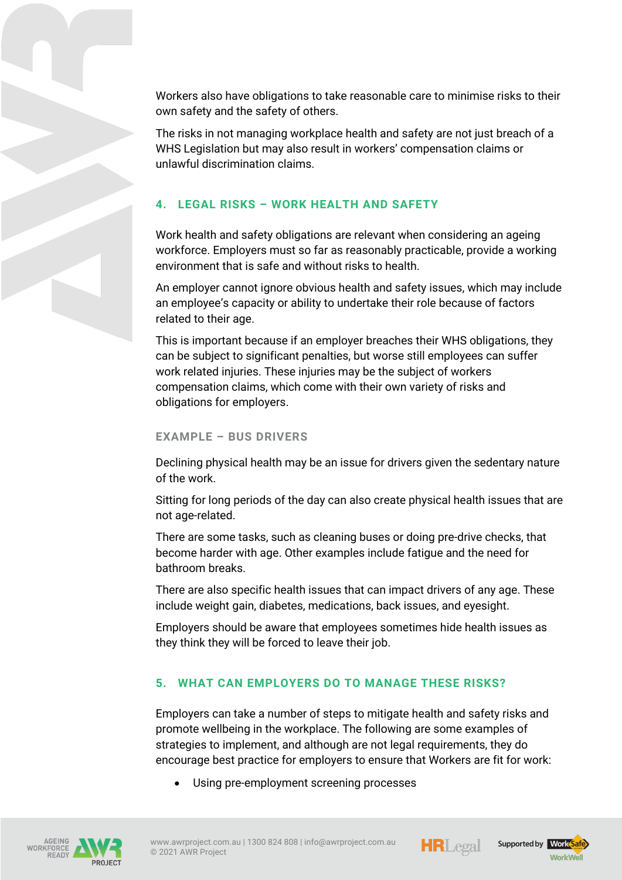Workers also have obligations to take reasonable care to minimise risks to their own safety and the safety of others.

The risks in not managing workplace health and safety are not just breach of a WHS Legislation but may also result in workers' compensation claims or unlawful discrimination claims.

## 4. LEGAL RISKS – WORK HEALTH AND SAFETY

Work health and safety obligations are relevant when considering an ageing workforce. Employers must so far as reasonably practicable, provide a working environment that is safe and without risks to health.

An employer cannot ignore obvious health and safety issues, which may include an employee's capacity or ability to undertake their role because of factors related to their age.

This is important because if an employer breaches their WHS obligations, they can be subject to significant penalties, but worse still employees can suffer work related injuries. These injuries may be the subject of workers compensation claims, which come with their own variety of risks and obligations for employers.

### EXAMPLE – BUS DRIVERS

Declining physical health may be an issue for drivers given the sedentary nature of the work.

Sitting for long periods of the day can also create physical health issues that are not age-related.

There are some tasks, such as cleaning buses or doing pre-drive checks, that become harder with age. Other examples include fatigue and the need for bathroom breaks.

There are also specific health issues that can impact drivers of any age. These include weight gain, diabetes, medications, back issues, and eyesight.

Employers should be aware that employees sometimes hide health issues as they think they will be forced to leave their job.

## 5. WHAT CAN EMPLOYERS DO TO MANAGE THESE RISKS?

Employers can take a number of steps to mitigate health and safety risks and promote wellbeing in the workplace. The following are some examples of strategies to implement, and although are not legal requirements, they do encourage best practice for employers to ensure that Workers are fit for work:

- Using pre-employment screening processes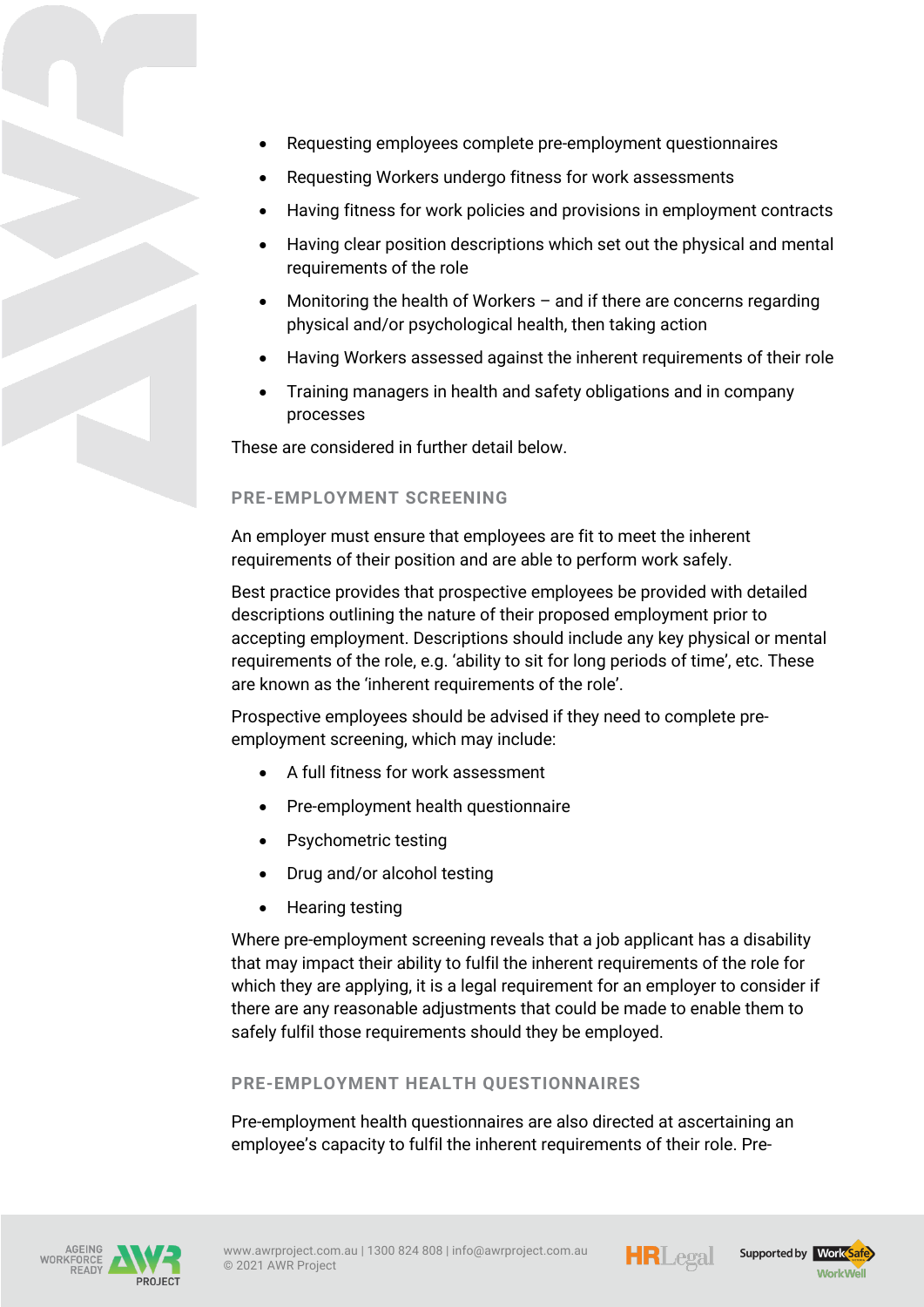- Requesting employees complete pre-employment questionnaires
- Requesting Workers undergo fitness for work assessments
- Having fitness for work policies and provisions in employment contracts
- Having clear position descriptions which set out the physical and mental requirements of the role
- Monitoring the health of Workers – and if there are concerns regarding physical and/or psychological health, then taking action
- Having Workers assessed against the inherent requirements of their role
- Training managers in health and safety obligations and in company processes

These are considered in further detail below.

### PRE-EMPLOYMENT SCREENING

An employer must ensure that employees are fit to meet the inherent requirements of their position and are able to perform work safely.

Best practice provides that prospective employees be provided with detailed descriptions outlining the nature of their proposed employment prior to accepting employment. Descriptions should include any key physical or mental requirements of the role, e.g. 'ability to sit for long periods of time', etc. These are known as the 'inherent requirements of the role'.

Prospective employees should be advised if they need to complete pre-employment screening, which may include:

- A full fitness for work assessment
- Pre-employment health questionnaire
- Psychometric testing
- Drug and/or alcohol testing
- Hearing testing

Where pre-employment screening reveals that a job applicant has a disability that may impact their ability to fulfil the inherent requirements of the role for which they are applying, it is a legal requirement for an employer to consider if there are any reasonable adjustments that could be made to enable them to safely fulfil those requirements should they be employed.

### PRE-EMPLOYMENT HEALTH QUESTIONNAIRES

Pre-employment health questionnaires are also directed at ascertaining an employee's capacity to fulfil the inherent requirements of their role. Pre-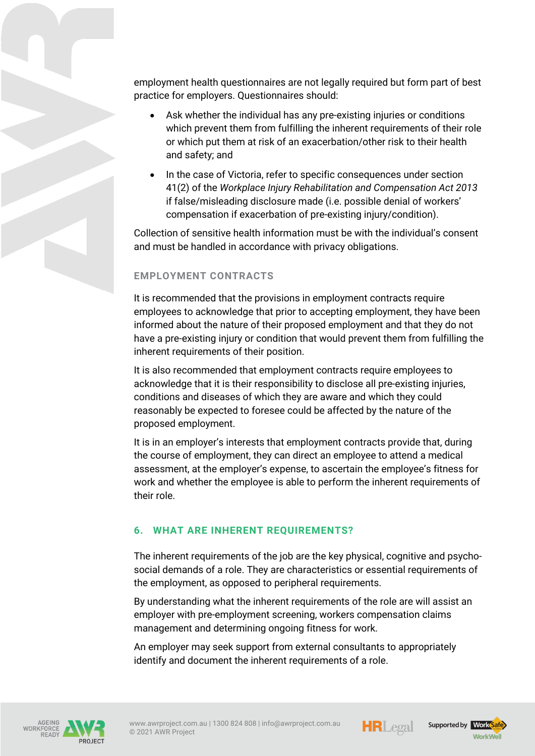employment health questionnaires are not legally required but form part of best practice for employers. Questionnaires should:

- Ask whether the individual has any pre-existing injuries or conditions which prevent them from fulfilling the inherent requirements of their role or which put them at risk of an exacerbation/other risk to their health and safety; and
- In the case of Victoria, refer to specific consequences under section 41(2) of the *Workplace Injury Rehabilitation and Compensation Act 2013* if false/misleading disclosure made (i.e. possible denial of workers' compensation if exacerbation of pre-existing injury/condition).

Collection of sensitive health information must be with the individual's consent and must be handled in accordance with privacy obligations.

### EMPLOYMENT CONTRACTS

It is recommended that the provisions in employment contracts require employees to acknowledge that prior to accepting employment, they have been informed about the nature of their proposed employment and that they do not have a pre-existing injury or condition that would prevent them from fulfilling the inherent requirements of their position.

It is also recommended that employment contracts require employees to acknowledge that it is their responsibility to disclose all pre-existing injuries, conditions and diseases of which they are aware and which they could reasonably be expected to foresee could be affected by the nature of the proposed employment.

It is in an employer's interests that employment contracts provide that, during the course of employment, they can direct an employee to attend a medical assessment, at the employer's expense, to ascertain the employee's fitness for work and whether the employee is able to perform the inherent requirements of their role.

## 6. WHAT ARE INHERENT REQUIREMENTS?

The inherent requirements of the job are the key physical, cognitive and psycho-social demands of a role. They are characteristics or essential requirements of the employment, as opposed to peripheral requirements.

By understanding what the inherent requirements of the role are will assist an employer with pre-employment screening, workers compensation claims management and determining ongoing fitness for work.

An employer may seek support from external consultants to appropriately identify and document the inherent requirements of a role.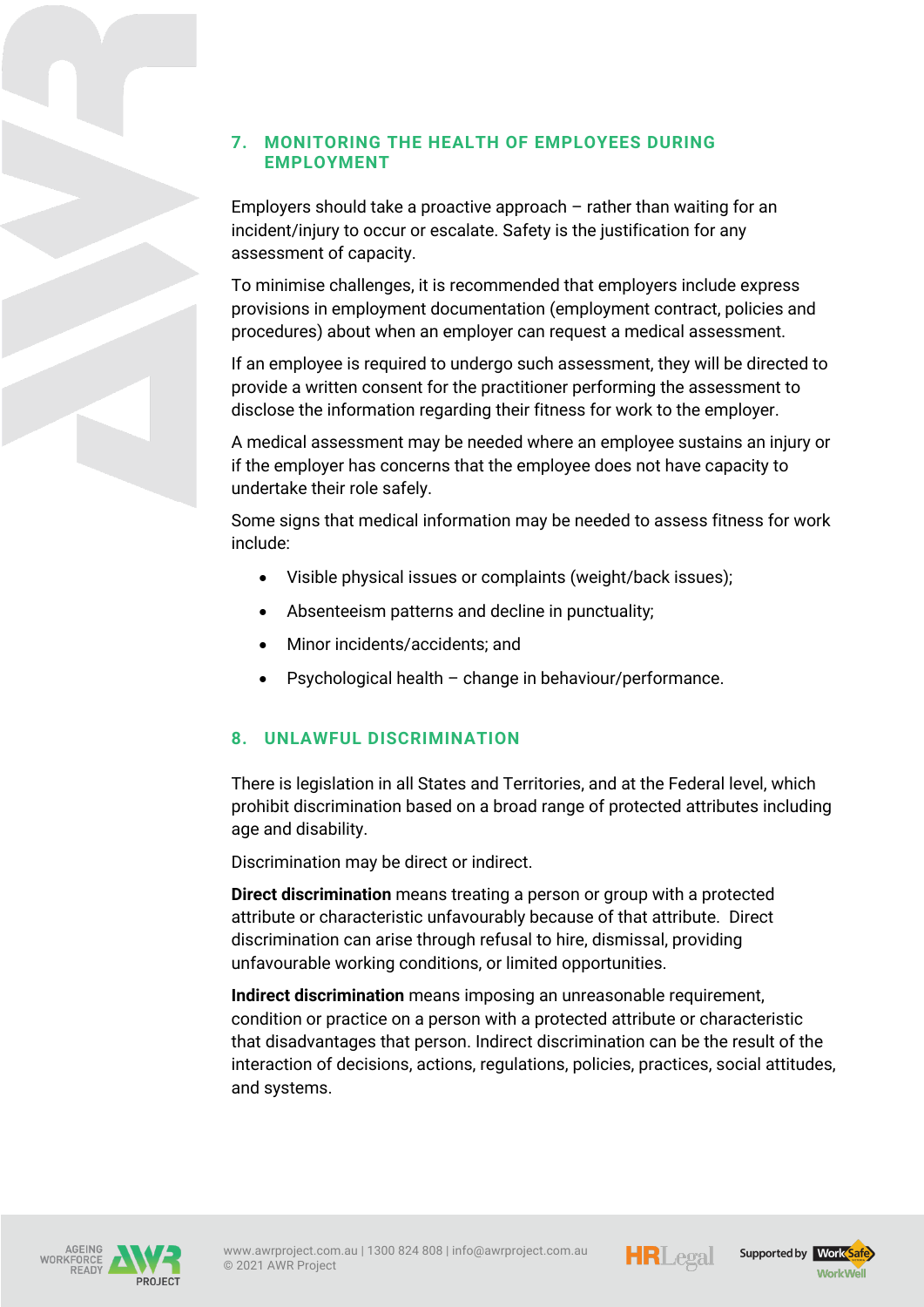## 7. MONITORING THE HEALTH OF EMPLOYEES DURING EMPLOYMENT

Employers should take a proactive approach – rather than waiting for an incident/injury to occur or escalate. Safety is the justification for any assessment of capacity.

To minimise challenges, it is recommended that employers include express provisions in employment documentation (employment contract, policies and procedures) about when an employer can request a medical assessment.

If an employee is required to undergo such assessment, they will be directed to provide a written consent for the practitioner performing the assessment to disclose the information regarding their fitness for work to the employer.

A medical assessment may be needed where an employee sustains an injury or if the employer has concerns that the employee does not have capacity to undertake their role safely.

Some signs that medical information may be needed to assess fitness for work include:

- Visible physical issues or complaints (weight/back issues);
- Absenteeism patterns and decline in punctuality;
- Minor incidents/accidents; and
- Psychological health – change in behaviour/performance.

## 8. UNLAWFUL DISCRIMINATION

There is legislation in all States and Territories, and at the Federal level, which prohibit discrimination based on a broad range of protected attributes including age and disability.

Discrimination may be direct or indirect.

**Direct discrimination** means treating a person or group with a protected attribute or characteristic unfavourably because of that attribute. Direct discrimination can arise through refusal to hire, dismissal, providing unfavourable working conditions, or limited opportunities.

**Indirect discrimination** means imposing an unreasonable requirement, condition or practice on a person with a protected attribute or characteristic that disadvantages that person. Indirect discrimination can be the result of the interaction of decisions, actions, regulations, policies, practices, social attitudes, and systems.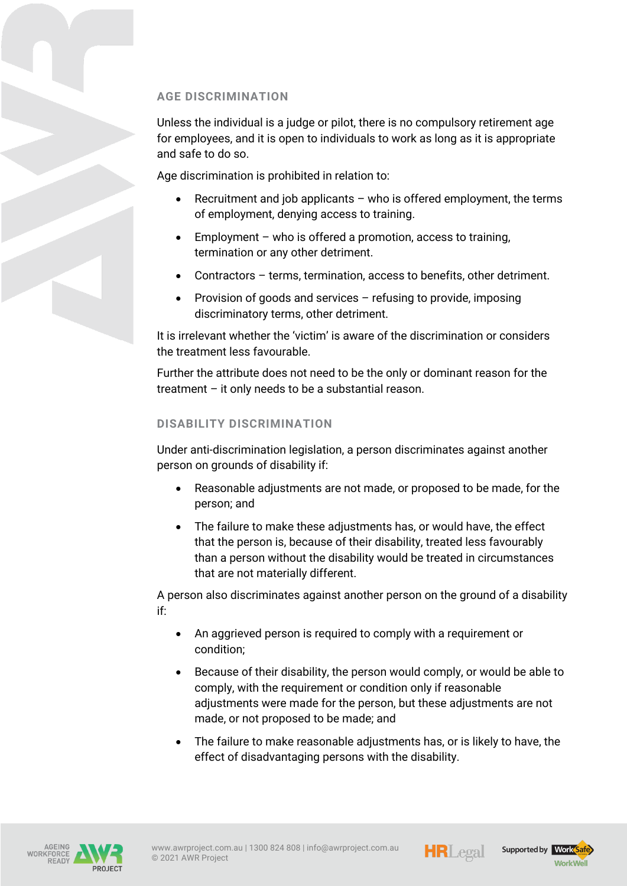## AGE DISCRIMINATION

Unless the individual is a judge or pilot, there is no compulsory retirement age for employees, and it is open to individuals to work as long as it is appropriate and safe to do so.

Age discrimination is prohibited in relation to:

- Recruitment and job applicants – who is offered employment, the terms of employment, denying access to training.
- Employment – who is offered a promotion, access to training, termination or any other detriment.
- Contractors – terms, termination, access to benefits, other detriment.
- Provision of goods and services – refusing to provide, imposing discriminatory terms, other detriment.

It is irrelevant whether the 'victim' is aware of the discrimination or considers the treatment less favourable.

Further the attribute does not need to be the only or dominant reason for the treatment – it only needs to be a substantial reason.

## DISABILITY DISCRIMINATION

Under anti-discrimination legislation, a person discriminates against another person on grounds of disability if:

- Reasonable adjustments are not made, or proposed to be made, for the person; and
- The failure to make these adjustments has, or would have, the effect that the person is, because of their disability, treated less favourably than a person without the disability would be treated in circumstances that are not materially different.

A person also discriminates against another person on the ground of a disability if:

- An aggrieved person is required to comply with a requirement or condition;
- Because of their disability, the person would comply, or would be able to comply, with the requirement or condition only if reasonable adjustments were made for the person, but these adjustments are not made, or not proposed to be made; and
- The failure to make reasonable adjustments has, or is likely to have, the effect of disadvantaging persons with the disability.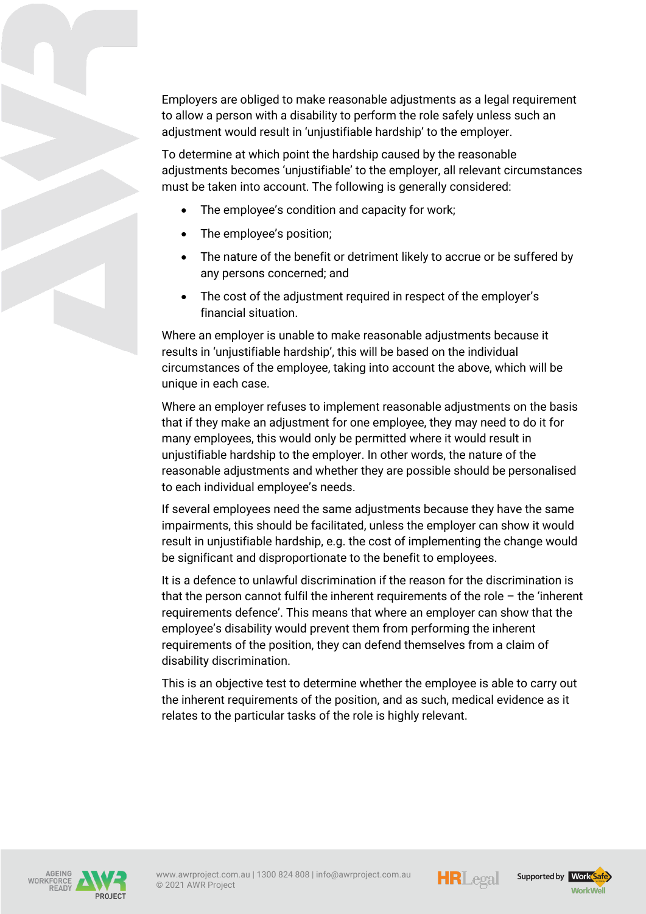Employers are obliged to make reasonable adjustments as a legal requirement to allow a person with a disability to perform the role safely unless such an adjustment would result in 'unjustifiable hardship' to the employer.

To determine at which point the hardship caused by the reasonable adjustments becomes 'unjustifiable' to the employer, all relevant circumstances must be taken into account. The following is generally considered:

- The employee's condition and capacity for work;
- The employee's position;
- The nature of the benefit or detriment likely to accrue or be suffered by any persons concerned; and
- The cost of the adjustment required in respect of the employer's financial situation.

Where an employer is unable to make reasonable adjustments because it results in 'unjustifiable hardship', this will be based on the individual circumstances of the employee, taking into account the above, which will be unique in each case.

Where an employer refuses to implement reasonable adjustments on the basis that if they make an adjustment for one employee, they may need to do it for many employees, this would only be permitted where it would result in unjustifiable hardship to the employer. In other words, the nature of the reasonable adjustments and whether they are possible should be personalised to each individual employee's needs.

If several employees need the same adjustments because they have the same impairments, this should be facilitated, unless the employer can show it would result in unjustifiable hardship, e.g. the cost of implementing the change would be significant and disproportionate to the benefit to employees.

It is a defence to unlawful discrimination if the reason for the discrimination is that the person cannot fulfil the inherent requirements of the role – the 'inherent requirements defence'. This means that where an employer can show that the employee's disability would prevent them from performing the inherent requirements of the position, they can defend themselves from a claim of disability discrimination.

This is an objective test to determine whether the employee is able to carry out the inherent requirements of the position, and as such, medical evidence as it relates to the particular tasks of the role is highly relevant.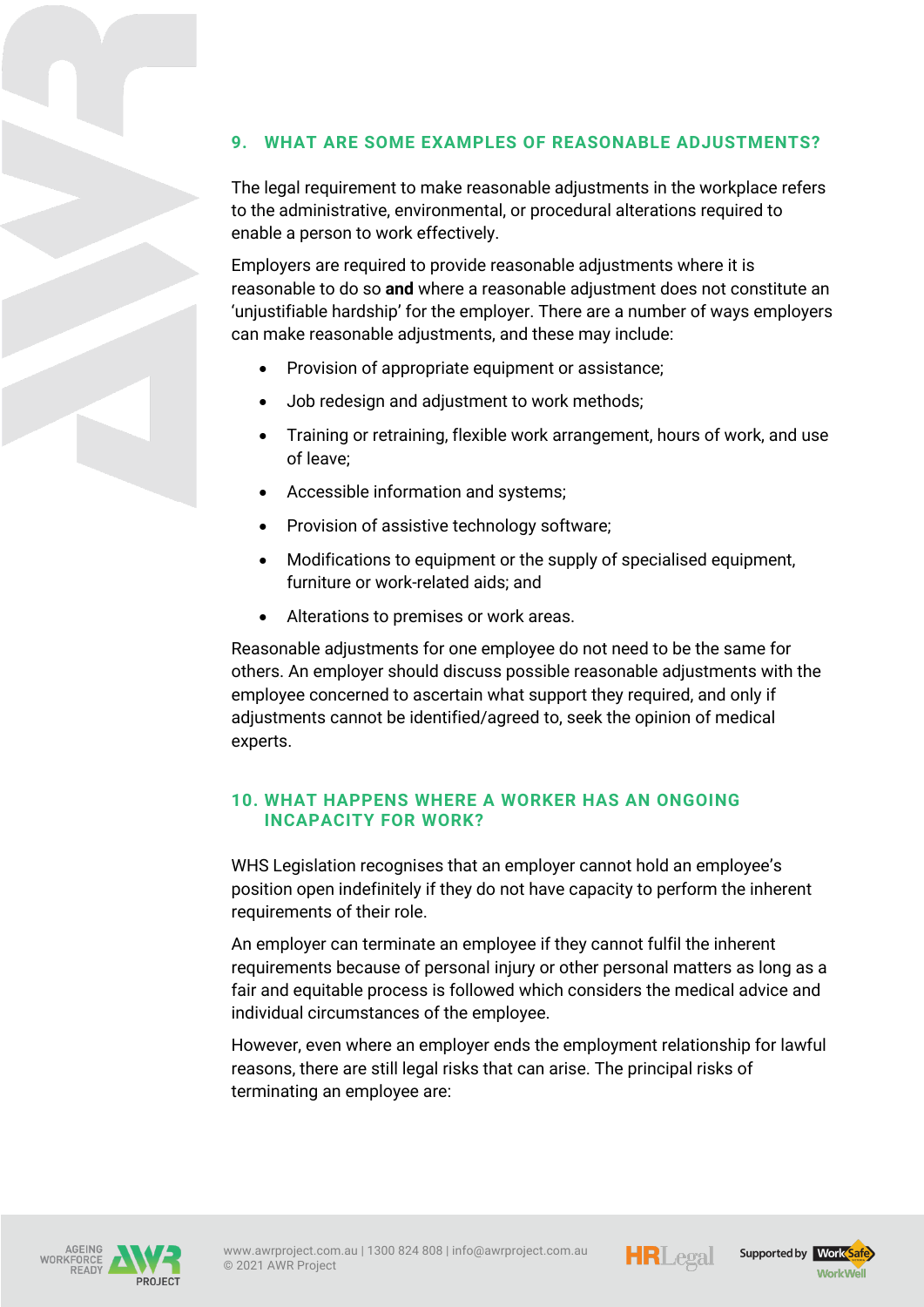## 9. WHAT ARE SOME EXAMPLES OF REASONABLE ADJUSTMENTS?

The legal requirement to make reasonable adjustments in the workplace refers to the administrative, environmental, or procedural alterations required to enable a person to work effectively.

Employers are required to provide reasonable adjustments where it is reasonable to do so **and** where a reasonable adjustment does not constitute an 'unjustifiable hardship' for the employer. There are a number of ways employers can make reasonable adjustments, and these may include:

- Provision of appropriate equipment or assistance;
- Job redesign and adjustment to work methods;
- Training or retraining, flexible work arrangement, hours of work, and use of leave;
- Accessible information and systems;
- Provision of assistive technology software;
- Modifications to equipment or the supply of specialised equipment, furniture or work-related aids; and
- Alterations to premises or work areas.

Reasonable adjustments for one employee do not need to be the same for others. An employer should discuss possible reasonable adjustments with the employee concerned to ascertain what support they required, and only if adjustments cannot be identified/agreed to, seek the opinion of medical experts.

## 10. WHAT HAPPENS WHERE A WORKER HAS AN ONGOING INCAPACITY FOR WORK?

WHS Legislation recognises that an employer cannot hold an employee's position open indefinitely if they do not have capacity to perform the inherent requirements of their role.

An employer can terminate an employee if they cannot fulfil the inherent requirements because of personal injury or other personal matters as long as a fair and equitable process is followed which considers the medical advice and individual circumstances of the employee.

However, even where an employer ends the employment relationship for lawful reasons, there are still legal risks that can arise. The principal risks of terminating an employee are: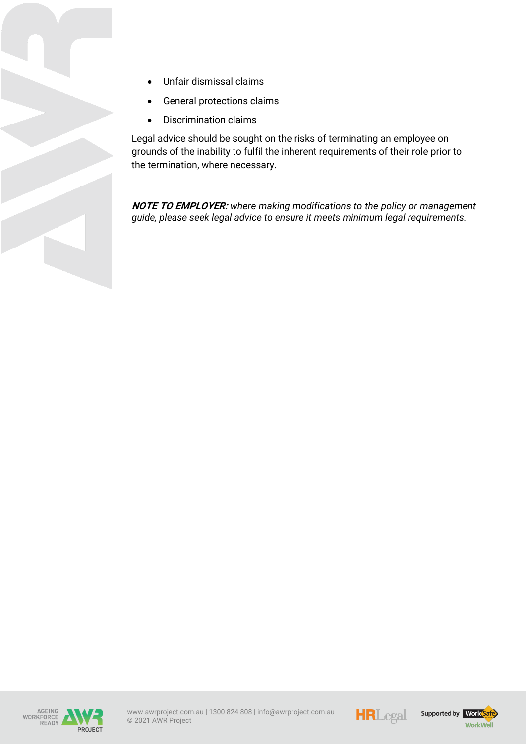- Unfair dismissal claims
- General protections claims
- Discrimination claims

Legal advice should be sought on the risks of terminating an employee on grounds of the inability to fulfil the inherent requirements of their role prior to the termination, where necessary.

***NOTE TO EMPLOYER:*** *where making modifications to the policy or management guide, please seek legal advice to ensure it meets minimum legal requirements.*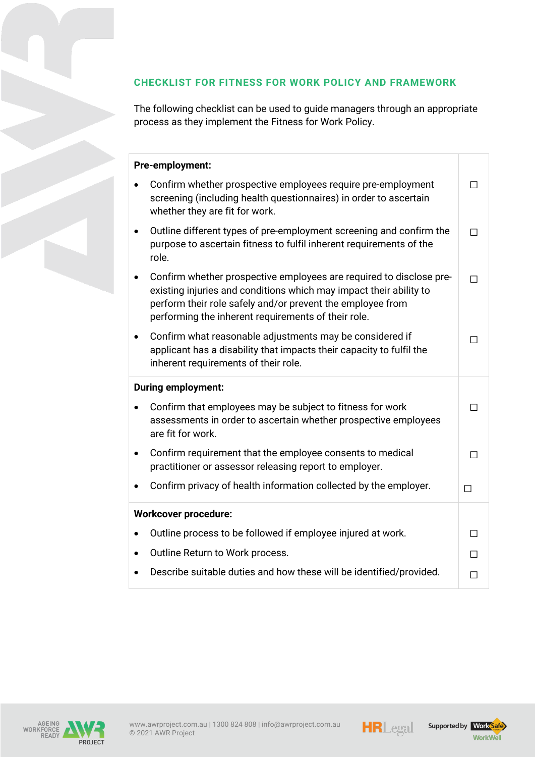## CHECKLIST FOR FITNESS FOR WORK POLICY AND FRAMEWORK

The following checklist can be used to guide managers through an appropriate process as they implement the Fitness for Work Policy.

| **Pre-employment:** | |
|---|---|
| • Confirm whether prospective employees require pre-employment screening (including health questionnaires) in order to ascertain whether they are fit for work. | ☐ |
| • Outline different types of pre-employment screening and confirm the purpose to ascertain fitness to fulfil inherent requirements of the role. | ☐ |
| • Confirm whether prospective employees are required to disclose pre-existing injuries and conditions which may impact their ability to perform their role safely and/or prevent the employee from performing the inherent requirements of their role. | ☐ |
| • Confirm what reasonable adjustments may be considered if applicant has a disability that impacts their capacity to fulfil the inherent requirements of their role. | ☐ |
| **During employment:** | |
| • Confirm that employees may be subject to fitness for work assessments in order to ascertain whether prospective employees are fit for work. | ☐ |
| • Confirm requirement that the employee consents to medical practitioner or assessor releasing report to employer. | ☐ |
| • Confirm privacy of health information collected by the employer. | ☐ |
| **Workcover procedure:** | |
| • Outline process to be followed if employee injured at work. | ☐ |
| • Outline Return to Work process. | ☐ |
| • Describe suitable duties and how these will be identified/provided. | ☐ |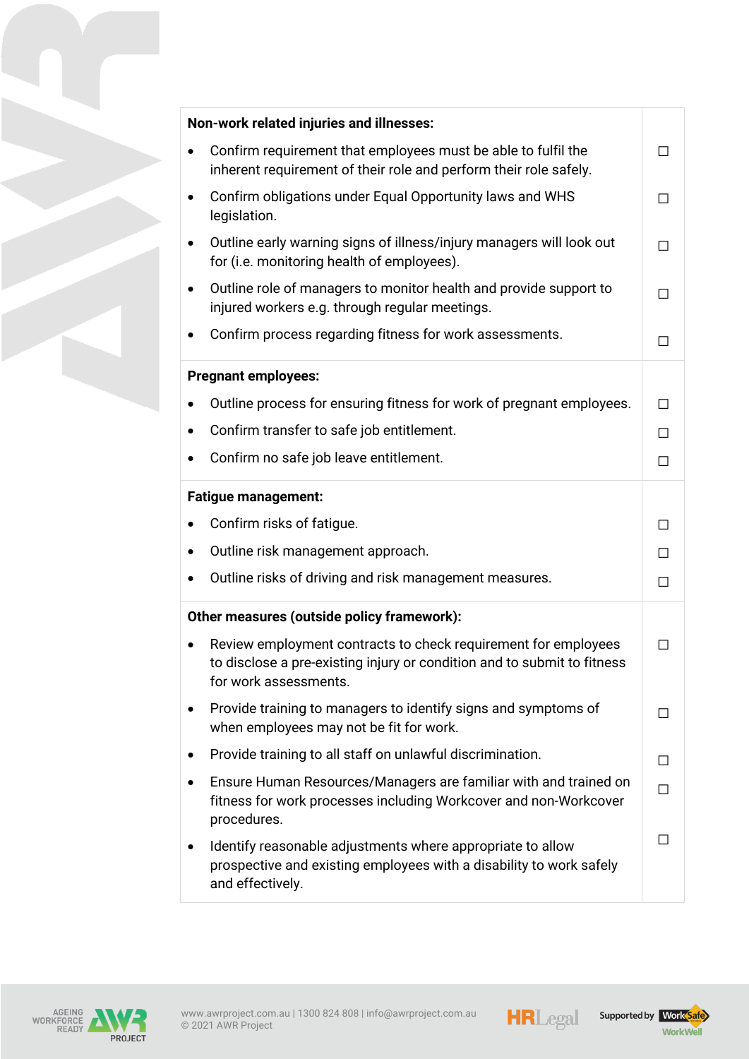| | |
|---|---|
| **Non-work related injuries and illnesses:** | |
| • Confirm requirement that employees must be able to fulfil the inherent requirement of their role and perform their role safely. | ☐ |
| • Confirm obligations under Equal Opportunity laws and WHS legislation. | ☐ |
| • Outline early warning signs of illness/injury managers will look out for (i.e. monitoring health of employees). | ☐ |
| • Outline role of managers to monitor health and provide support to injured workers e.g. through regular meetings. | ☐ |
| • Confirm process regarding fitness for work assessments. | ☐ |
| **Pregnant employees:** | |
| • Outline process for ensuring fitness for work of pregnant employees. | ☐ |
| • Confirm transfer to safe job entitlement. | ☐ |
| • Confirm no safe job leave entitlement. | ☐ |
| **Fatigue management:** | |
| • Confirm risks of fatigue. | ☐ |
| • Outline risk management approach. | ☐ |
| • Outline risks of driving and risk management measures. | ☐ |
| **Other measures (outside policy framework):** | |
| • Review employment contracts to check requirement for employees to disclose a pre-existing injury or condition and to submit to fitness for work assessments. | ☐ |
| • Provide training to managers to identify signs and symptoms of when employees may not be fit for work. | ☐ |
| • Provide training to all staff on unlawful discrimination. | ☐ |
| • Ensure Human Resources/Managers are familiar with and trained on fitness for work processes including Workcover and non-Workcover procedures. | ☐ |
| • Identify reasonable adjustments where appropriate to allow prospective and existing employees with a disability to work safely and effectively. | ☐ |